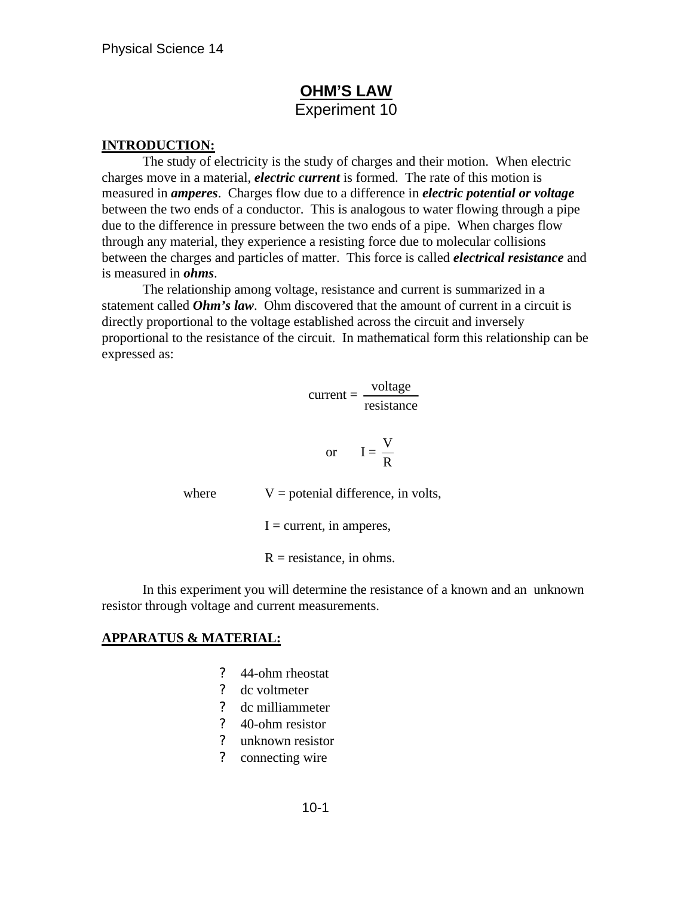# OHM'S LAW

Experiment 10

## INTRODUCTION:

The study of electricity is the study of charges and their motion. When electric charges move in a material, ***electric current*** is formed. The rate of this motion is measured in ***amperes***. Charges flow due to a difference in ***electric potential or voltage*** between the two ends of a conductor. This is analogous to water flowing through a pipe due to the difference in pressure between the two ends of a pipe. When charges flow through any material, they experience a resisting force due to molecular collisions between the charges and particles of matter. This force is called ***electrical resistance*** and is measured in ***ohms***.

The relationship among voltage, resistance and current is summarized in a statement called ***Ohm's law***. Ohm discovered that the amount of current in a circuit is directly proportional to the voltage established across the circuit and inversely proportional to the resistance of the circuit. In mathematical form this relationship can be expressed as:

$$\text{current} = \frac{\text{voltage}}{\text{resistance}}$$

$$\text{or} \quad I = \frac{V}{R}$$

where $V$ = potenial difference, in volts,

$I$ = current, in amperes,

$R$ = resistance, in ohms.

In this experiment you will determine the resistance of a known and an unknown resistor through voltage and current measurements.

## APPARATUS & MATERIAL:

- 44-ohm rheostat
- dc voltmeter
- dc milliammeter
- 40-ohm resistor
- unknown resistor
- connecting wire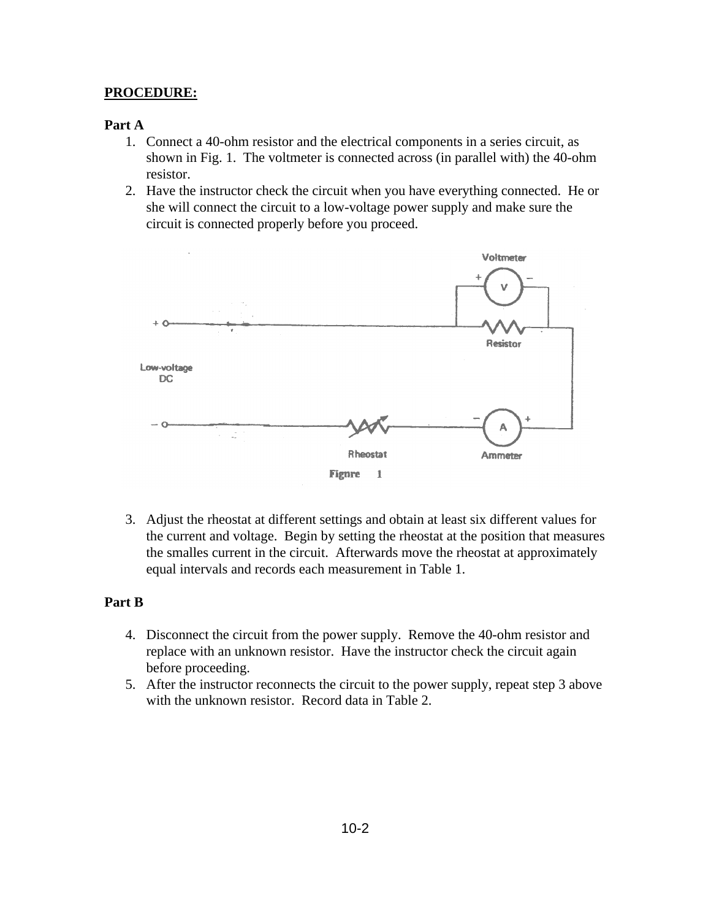**PROCEDURE:**

**Part A**

1. Connect a 40-ohm resistor and the electrical components in a series circuit, as shown in Fig. 1. The voltmeter is connected across (in parallel with) the 40-ohm resistor.
2. Have the instructor check the circuit when you have everything connected. He or she will connect the circuit to a low-voltage power supply and make sure the circuit is connected properly before you proceed.

Figure 1

3. Adjust the rheostat at different settings and obtain at least six different values for the current and voltage. Begin by setting the rheostat at the position that measures the smalles current in the circuit. Afterwards move the rheostat at approximately equal intervals and records each measurement in Table 1.

**Part B**

4. Disconnect the circuit from the power supply. Remove the 40-ohm resistor and replace with an unknown resistor. Have the instructor check the circuit again before proceeding.
5. After the instructor reconnects the circuit to the power supply, repeat step 3 above with the unknown resistor. Record data in Table 2.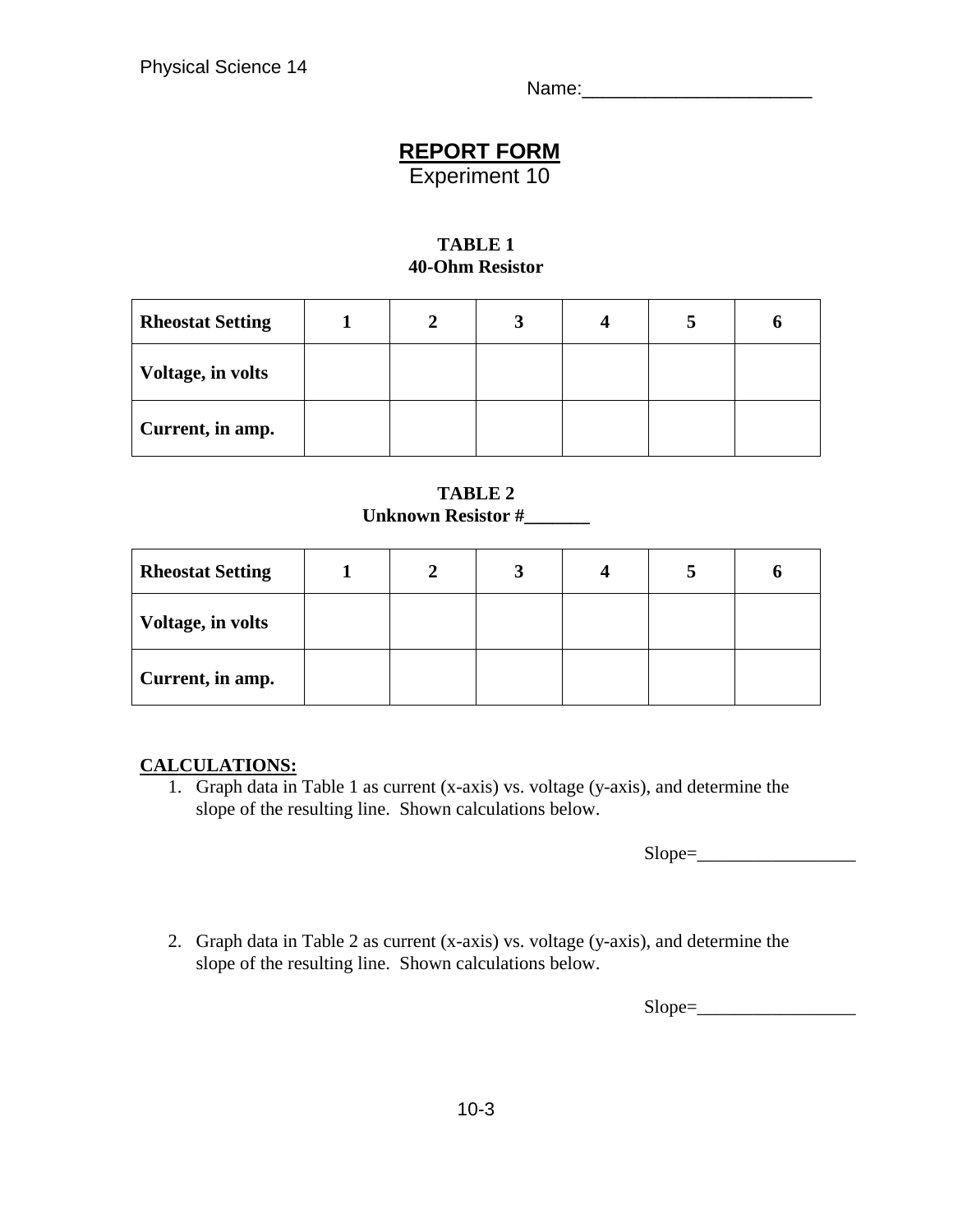Physical Science 14

Name:______________________

# REPORT FORM

Experiment 10

**TABLE 1**
**40-Ohm Resistor**

| **Rheostat Setting** | **1** | **2** | **3** | **4** | **5** | **6** |
|---|---|---|---|---|---|---|
| **Voltage, in volts** | | | | | | |
| **Current, in amp.** | | | | | | |

**TABLE 2**
**Unknown Resistor #_______**

| **Rheostat Setting** | **1** | **2** | **3** | **4** | **5** | **6** |
|---|---|---|---|---|---|---|
| **Voltage, in volts** | | | | | | |
| **Current, in amp.** | | | | | | |

**CALCULATIONS:**

1. Graph data in Table 1 as current (x-axis) vs. voltage (y-axis), and determine the slope of the resulting line. Shown calculations below.

   Slope=_________________

2. Graph data in Table 2 as current (x-axis) vs. voltage (y-axis), and determine the slope of the resulting line. Shown calculations below.

   Slope=_________________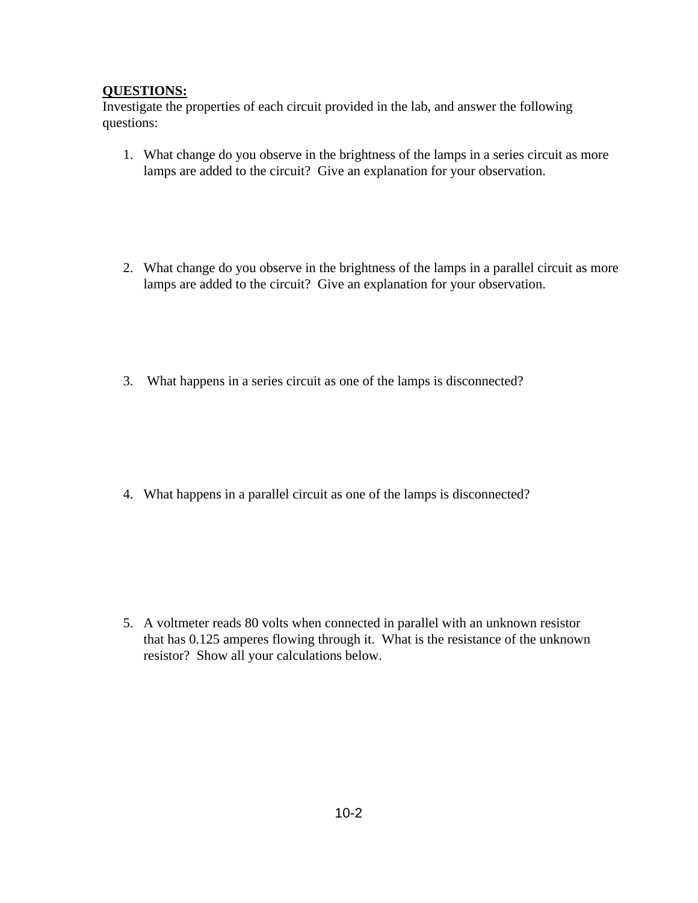**QUESTIONS:**

Investigate the properties of each circuit provided in the lab, and answer the following questions:

1. What change do you observe in the brightness of the lamps in a series circuit as more lamps are added to the circuit? Give an explanation for your observation.

2. What change do you observe in the brightness of the lamps in a parallel circuit as more lamps are added to the circuit? Give an explanation for your observation.

3. What happens in a series circuit as one of the lamps is disconnected?

4. What happens in a parallel circuit as one of the lamps is disconnected?

5. A voltmeter reads 80 volts when connected in parallel with an unknown resistor that has 0.125 amperes flowing through it. What is the resistance of the unknown resistor? Show all your calculations below.